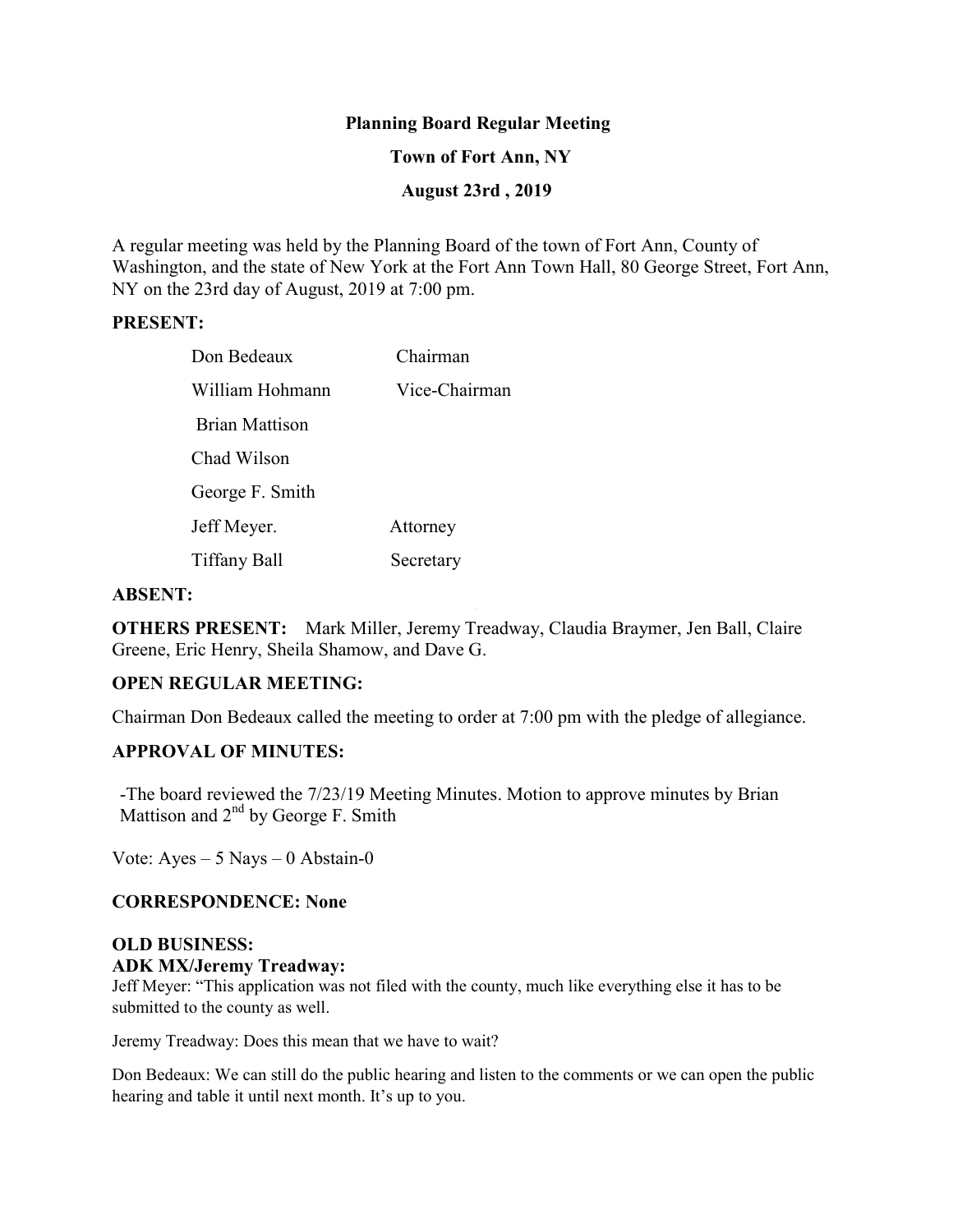**Planning Board Regular Meeting**

**Town of Fort Ann, NY**

**August 23rd , 2019**

A regular meeting was held by the Planning Board of the town of Fort Ann, County of Washington, and the state of New York at the Fort Ann Town Hall, 80 George Street, Fort Ann, NY on the 23rd day of August, 2019 at 7:00 pm.

**PRESENT:**

| | |
|---|---|
| Don Bedeaux | Chairman |
| William Hohmann | Vice-Chairman |
| Brian Mattison | |
| Chad Wilson | |
| George F. Smith | |
| Jeff Meyer. | Attorney |
| Tiffany Ball | Secretary |

**ABSENT:**

**OTHERS PRESENT:** Mark Miller, Jeremy Treadway, Claudia Braymer, Jen Ball, Claire Greene, Eric Henry, Sheila Shamow, and Dave G.

**OPEN REGULAR MEETING:**

Chairman Don Bedeaux called the meeting to order at 7:00 pm with the pledge of allegiance.

**APPROVAL OF MINUTES:**

-The board reviewed the 7/23/19 Meeting Minutes. Motion to approve minutes by Brian Mattison and 2nd by George F. Smith

Vote: Ayes – 5 Nays – 0 Abstain-0

**CORRESPONDENCE: None**

**OLD BUSINESS:**

**ADK MX/Jeremy Treadway:**

Jeff Meyer: "This application was not filed with the county, much like everything else it has to be submitted to the county as well.

Jeremy Treadway: Does this mean that we have to wait?

Don Bedeaux: We can still do the public hearing and listen to the comments or we can open the public hearing and table it until next month. It's up to you.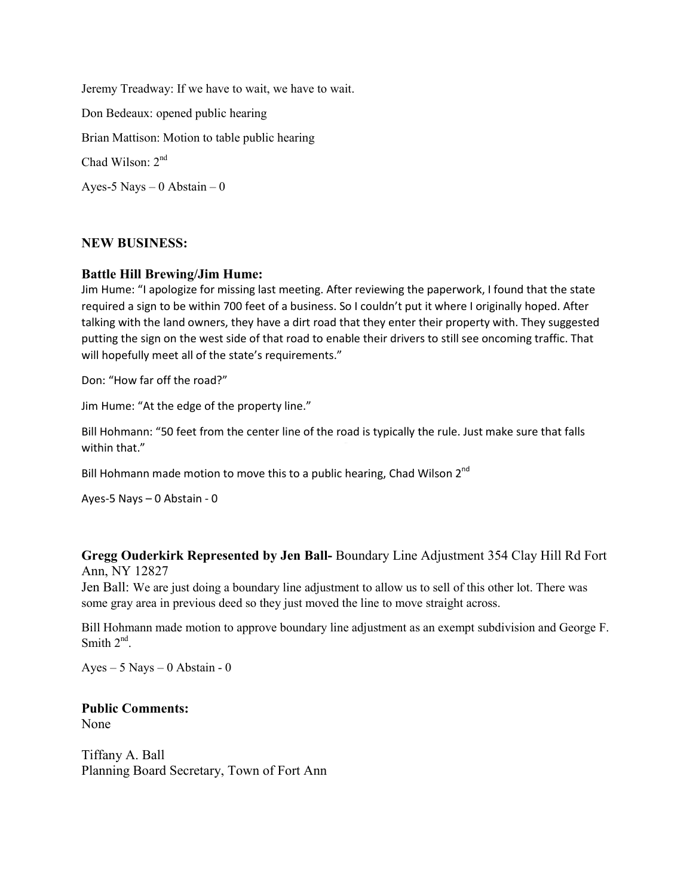Jeremy Treadway: If we have to wait, we have to wait.

Don Bedeaux: opened public hearing

Brian Mattison: Motion to table public hearing

Chad Wilson: 2nd

Ayes-5 Nays – 0 Abstain – 0

## NEW BUSINESS:

### Battle Hill Brewing/Jim Hume:

Jim Hume: "I apologize for missing last meeting. After reviewing the paperwork, I found that the state required a sign to be within 700 feet of a business. So I couldn't put it where I originally hoped. After talking with the land owners, they have a dirt road that they enter their property with. They suggested putting the sign on the west side of that road to enable their drivers to still see oncoming traffic. That will hopefully meet all of the state's requirements."

Don: "How far off the road?"

Jim Hume: "At the edge of the property line."

Bill Hohmann: "50 feet from the center line of the road is typically the rule. Just make sure that falls within that."

Bill Hohmann made motion to move this to a public hearing, Chad Wilson 2nd

Ayes-5 Nays – 0 Abstain - 0

### Gregg Ouderkirk Represented by Jen Ball- Boundary Line Adjustment 354 Clay Hill Rd Fort Ann, NY 12827

Jen Ball: We are just doing a boundary line adjustment to allow us to sell of this other lot. There was some gray area in previous deed so they just moved the line to move straight across.

Bill Hohmann made motion to approve boundary line adjustment as an exempt subdivision and George F. Smith 2nd.

Ayes – 5 Nays – 0 Abstain - 0

### Public Comments:

None

Tiffany A. Ball
Planning Board Secretary, Town of Fort Ann